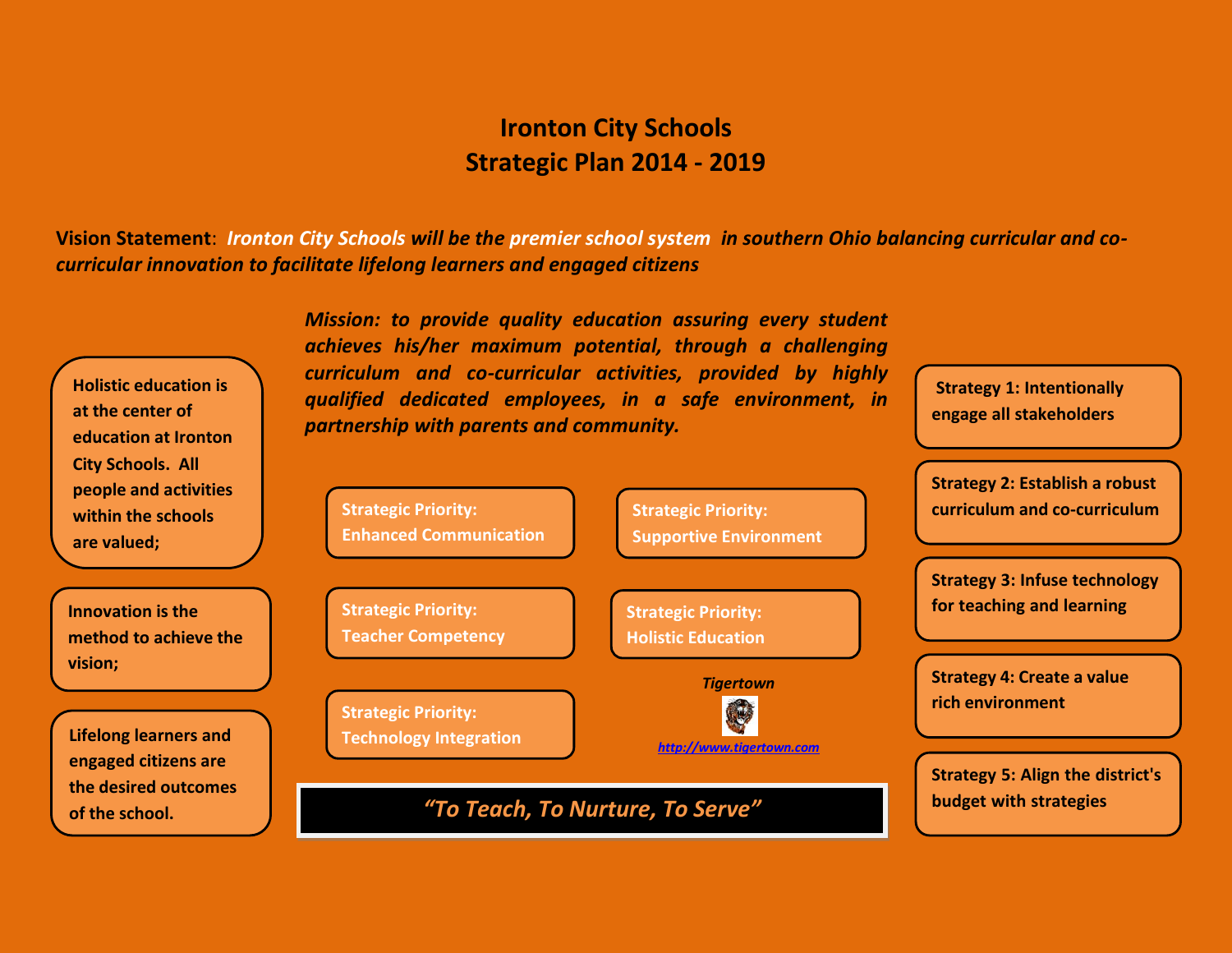# Ironton City Schools
## Strategic Plan 2014 - 2019

**Vision Statement**: ***Ironton City Schools will be the premier school system in southern Ohio balancing curricular and co-curricular innovation to facilitate lifelong learners and engaged citizens***

***Mission: to provide quality education assuring every student achieves his/her maximum potential, through a challenging curriculum and co-curricular activities, provided by highly qualified dedicated employees, in a safe environment, in partnership with parents and community.***

**Holistic education is at the center of education at Ironton City Schools. All people and activities within the schools are valued;**

**Innovation is the method to achieve the vision;**

**Lifelong learners and engaged citizens are the desired outcomes of the school.**

**Strategic Priority: Enhanced Communication**

**Strategic Priority: Supportive Environment**

**Strategic Priority: Teacher Competency**

**Strategic Priority: Holistic Education**

**Strategic Priority: Technology Integration**

***Tigertown***

http://www.tigertown.com

***"To Teach, To Nurture, To Serve"***

**Strategy 1: Intentionally engage all stakeholders**

**Strategy 2: Establish a robust curriculum and co-curriculum**

**Strategy 3: Infuse technology for teaching and learning**

**Strategy 4: Create a value rich environment**

**Strategy 5: Align the district's budget with strategies**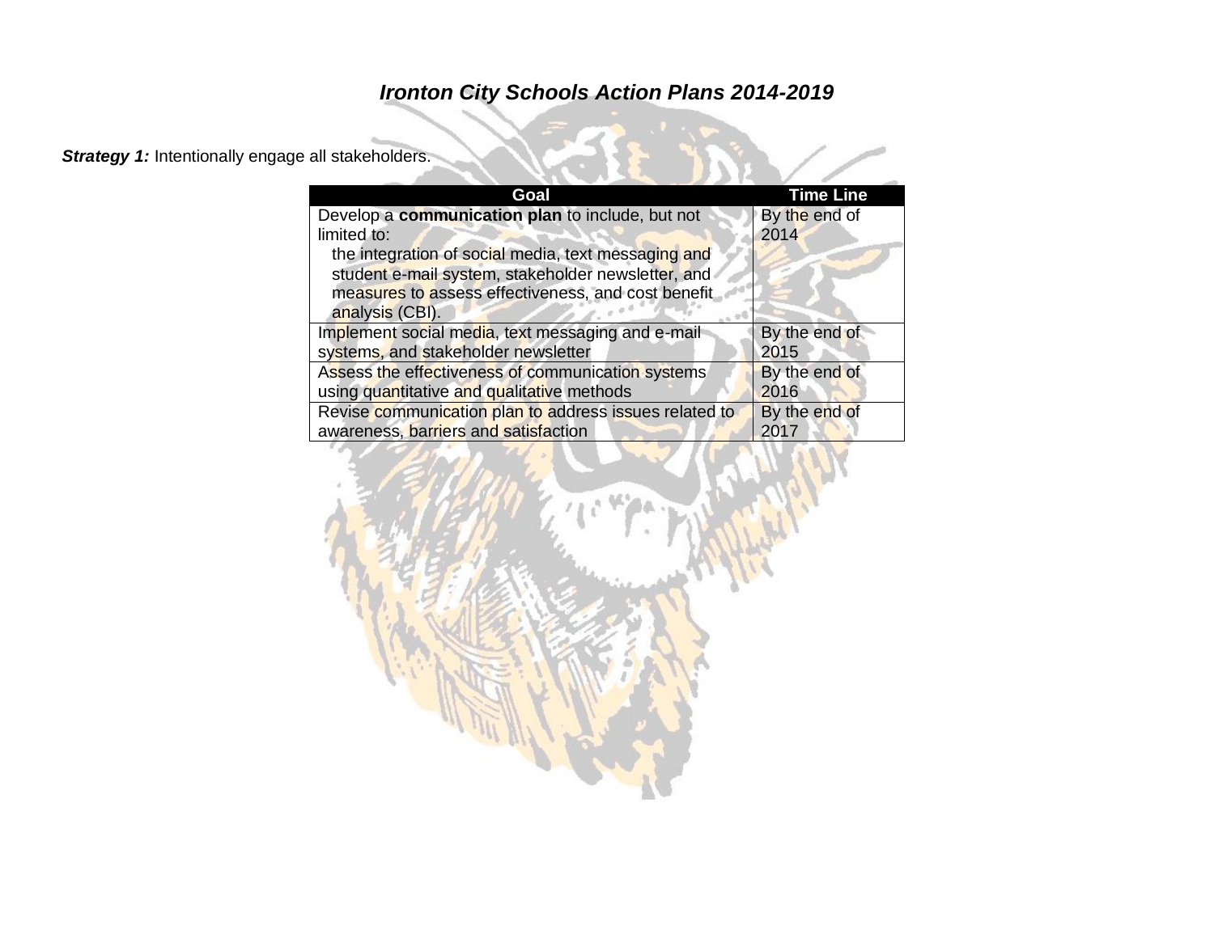# *Ironton City Schools Action Plans 2014-2019*

***Strategy 1:*** Intentionally engage all stakeholders.

| Goal | Time Line |
|---|---|
| Develop a **communication plan** to include, but not limited to: the integration of social media, text messaging and student e-mail system, stakeholder newsletter, and measures to assess effectiveness, and cost benefit analysis (CBI). | By the end of 2014 |
| Implement social media, text messaging and e-mail systems, and stakeholder newsletter | By the end of 2015 |
| Assess the effectiveness of communication systems using quantitative and qualitative methods | By the end of 2016 |
| Revise communication plan to address issues related to awareness, barriers and satisfaction | By the end of 2017 |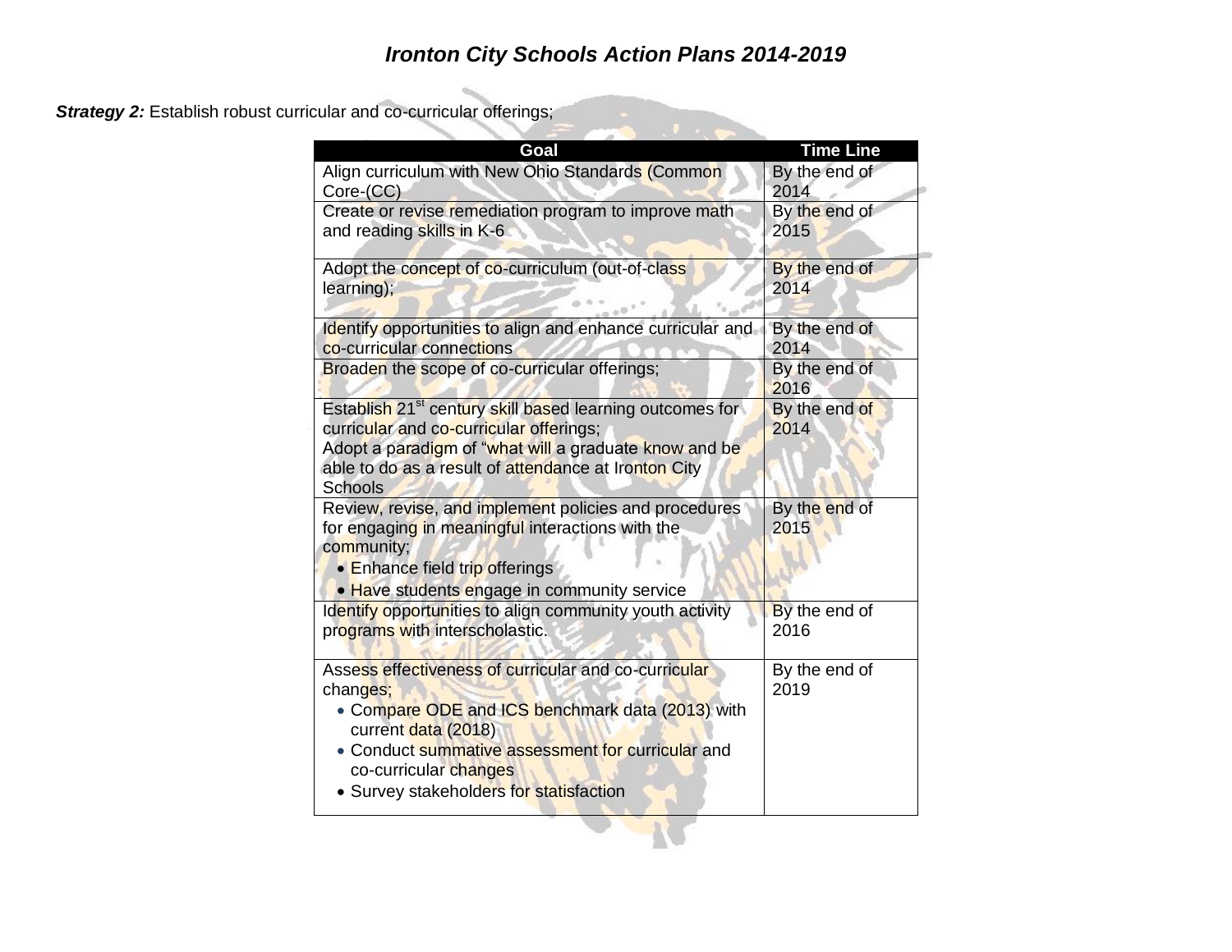# *Ironton City Schools Action Plans 2014-2019*

***Strategy 2:*** Establish robust curricular and co-curricular offerings;

| Goal | Time Line |
|---|---|
| Align curriculum with New Ohio Standards (Common Core-(CC) | By the end of 2014 |
| Create or revise remediation program to improve math and reading skills in K-6 | By the end of 2015 |
| Adopt the concept of co-curriculum (out-of-class learning); | By the end of 2014 |
| Identify opportunities to align and enhance curricular and co-curricular connections | By the end of 2014 |
| Broaden the scope of co-curricular offerings; | By the end of 2016 |
| Establish 21st century skill based learning outcomes for curricular and co-curricular offerings; Adopt a paradigm of "what will a graduate know and be able to do as a result of attendance at Ironton City Schools | By the end of 2014 |
| Review, revise, and implement policies and procedures for engaging in meaningful interactions with the community; • Enhance field trip offerings • Have students engage in community service | By the end of 2015 |
| Identify opportunities to align community youth activity programs with interscholastic. | By the end of 2016 |
| Assess effectiveness of curricular and co-curricular changes; • Compare ODE and ICS benchmark data (2013) with current data (2018) • Conduct summative assessment for curricular and co-curricular changes • Survey stakeholders for statisfaction | By the end of 2019 |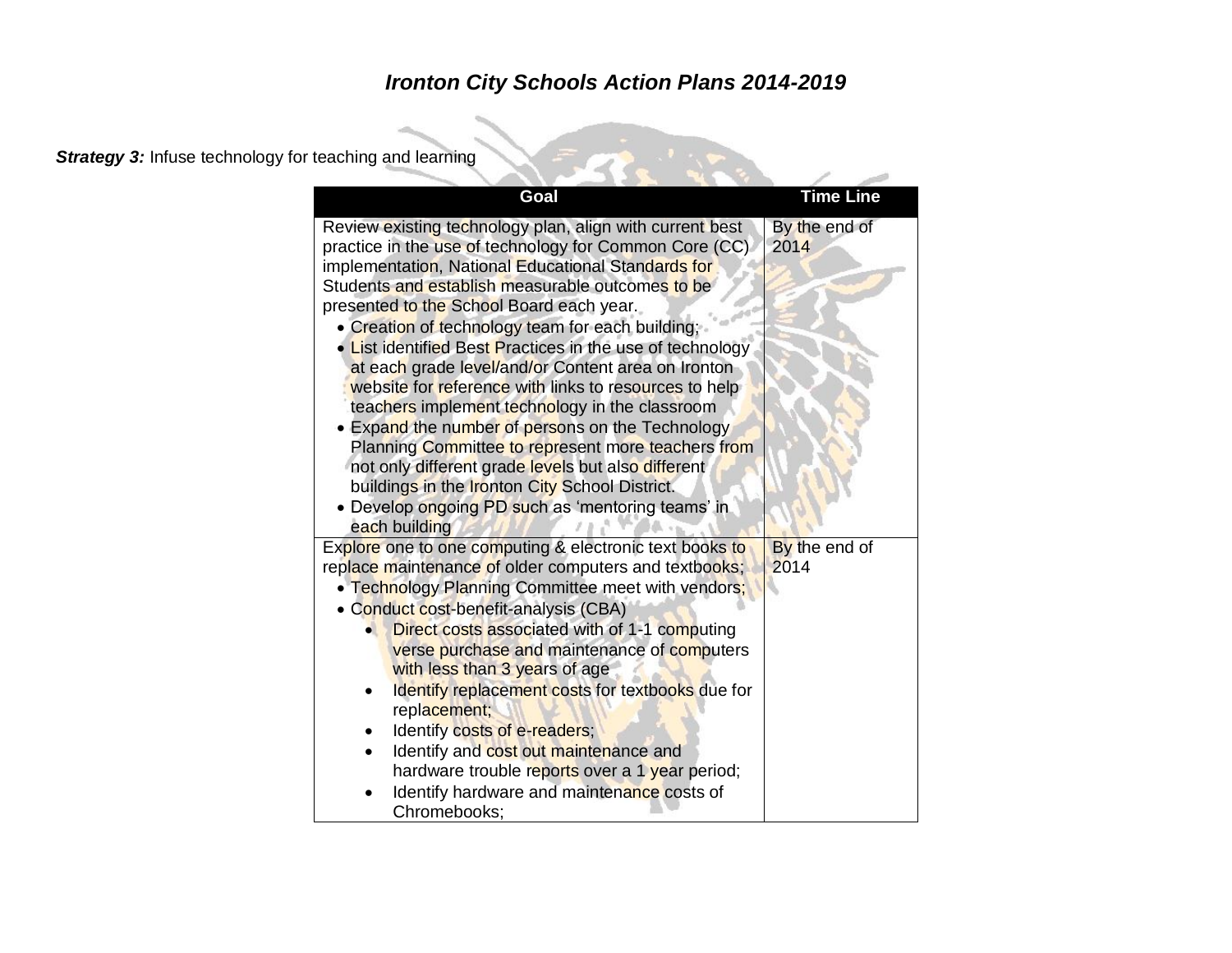## *Ironton City Schools Action Plans 2014-2019*

***Strategy 3:*** Infuse technology for teaching and learning

| Goal | Time Line |
|---|---|
| Review existing technology plan, align with current best practice in the use of technology for Common Core (CC) implementation, National Educational Standards for Students and establish measurable outcomes to be presented to the School Board each year.<br>• Creation of technology team for each building;<br>• List identified Best Practices in the use of technology at each grade level/and/or Content area on Ironton website for reference with links to resources to help teachers implement technology in the classroom<br>• Expand the number of persons on the Technology Planning Committee to represent more teachers from not only different grade levels but also different buildings in the Ironton City School District.<br>• Develop ongoing PD such as 'mentoring teams' in each building | By the end of 2014 |
| Explore one to one computing & electronic text books to replace maintenance of older computers and textbooks;<br>• Technology Planning Committee meet with vendors;<br>• Conduct cost-benefit-analysis (CBA)<br>  ◦ Direct costs associated with of 1-1 computing verse purchase and maintenance of computers with less than 3 years of age<br>  ◦ Identify replacement costs for textbooks due for replacement;<br>  ◦ Identify costs of e-readers;<br>  ◦ Identify and cost out maintenance and hardware trouble reports over a 1 year period;<br>  ◦ Identify hardware and maintenance costs of Chromebooks; | By the end of 2014 |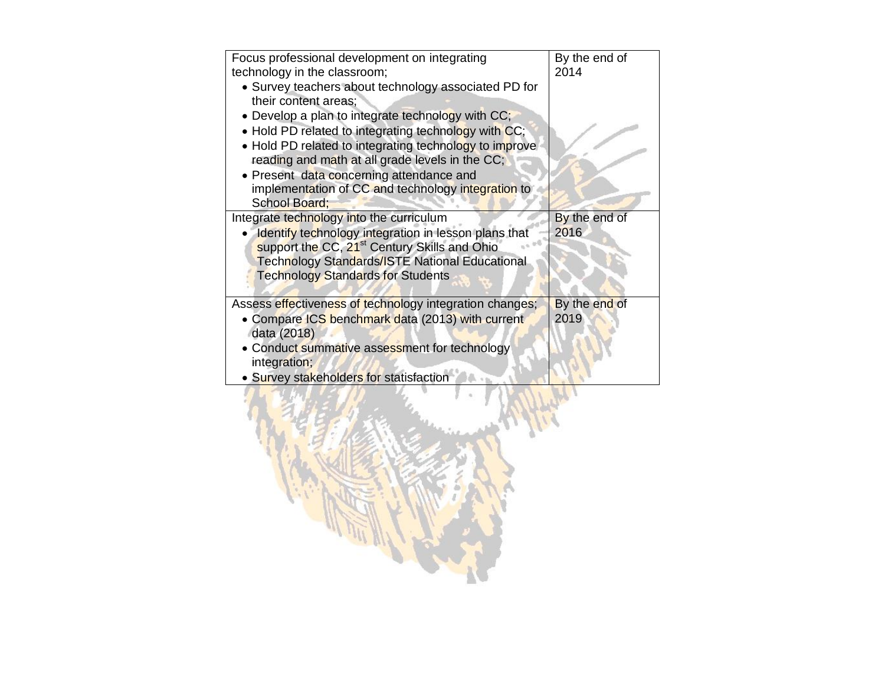| | |
|---|---|
| Focus professional development on integrating technology in the classroom;<br>• Survey teachers about technology associated PD for their content areas;<br>• Develop a plan to integrate technology with CC;<br>• Hold PD related to integrating technology with CC;<br>• Hold PD related to integrating technology to improve reading and math at all grade levels in the CC;<br>• Present data concerning attendance and implementation of CC and technology integration to School Board; | By the end of 2014 |
| Integrate technology into the curriculum<br>• Identify technology integration in lesson plans that support the CC, 21st Century Skills and Ohio Technology Standards/ISTE National Educational Technology Standards for Students | By the end of 2016 |
| Assess effectiveness of technology integration changes;<br>• Compare ICS benchmark data (2013) with current data (2018)<br>• Conduct summative assessment for technology integration;<br>• Survey stakeholders for statisfaction | By the end of 2019 |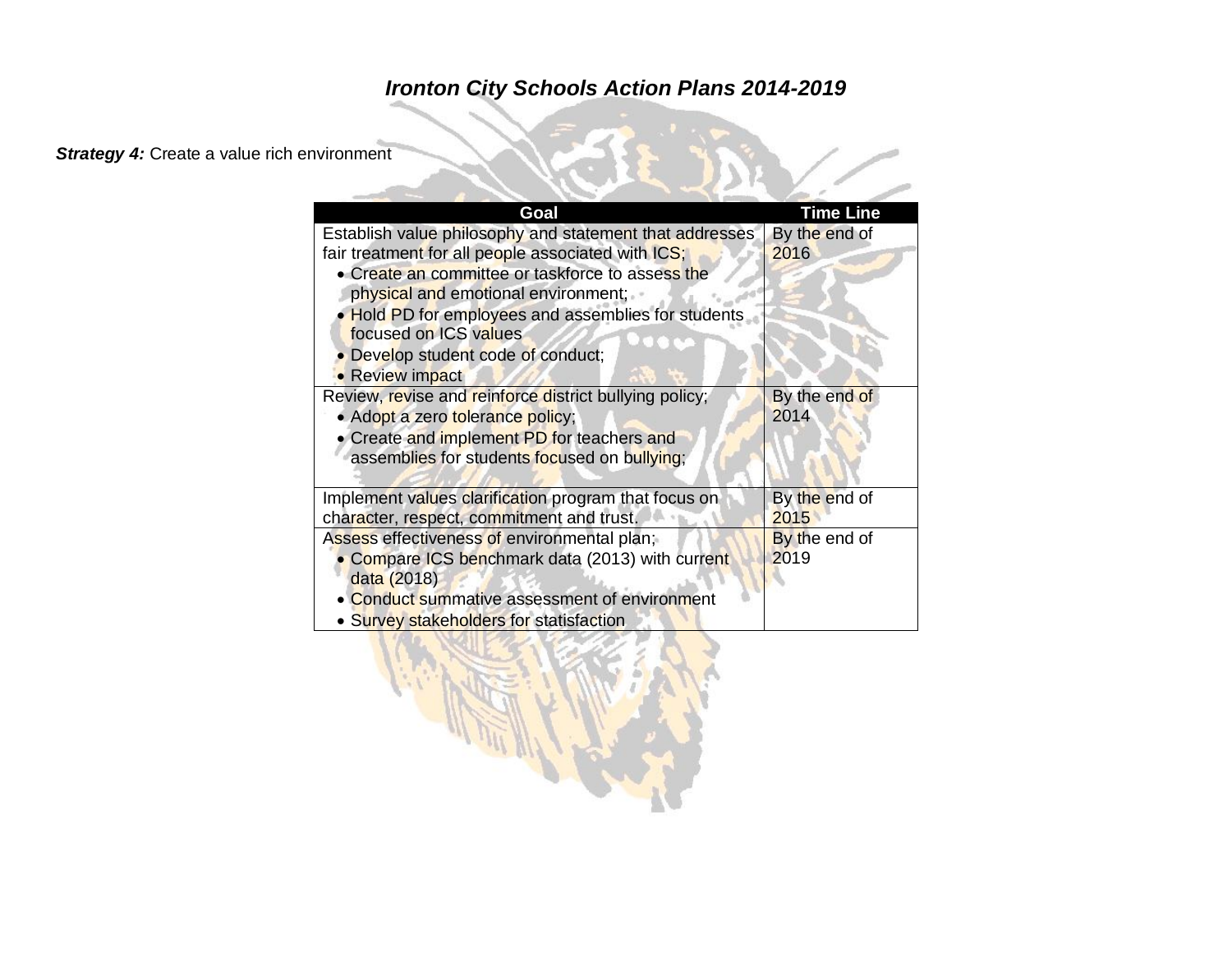# *Ironton City Schools Action Plans 2014-2019*

***Strategy 4:*** Create a value rich environment

| Goal | Time Line |
|---|---|
| Establish value philosophy and statement that addresses fair treatment for all people associated with ICS;<br>• Create an committee or taskforce to assess the physical and emotional environment;<br>• Hold PD for employees and assemblies for students focused on ICS values<br>• Develop student code of conduct;<br>• Review impact | By the end of 2016 |
| Review, revise and reinforce district bullying policy;<br>• Adopt a zero tolerance policy;<br>• Create and implement PD for teachers and assemblies for students focused on bullying; | By the end of 2014 |
| Implement values clarification program that focus on character, respect, commitment and trust. | By the end of 2015 |
| Assess effectiveness of environmental plan;<br>• Compare ICS benchmark data (2013) with current data (2018)<br>• Conduct summative assessment of environment<br>• Survey stakeholders for satisfaction | By the end of 2019 |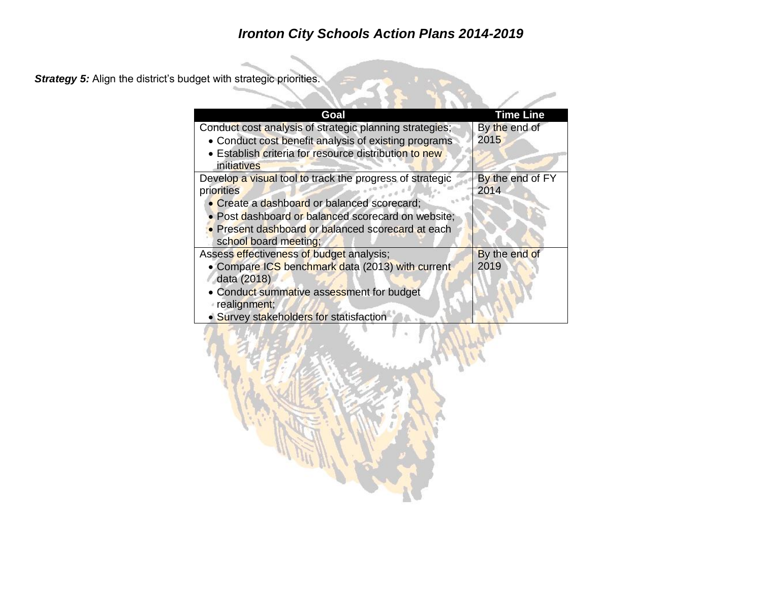# *Ironton City Schools Action Plans 2014-2019*

***Strategy 5:*** Align the district's budget with strategic priorities.

| Goal | Time Line |
|---|---|
| Conduct cost analysis of strategic planning strategies;<br>• Conduct cost benefit analysis of existing programs<br>• Establish criteria for resource distribution to new initiatives | By the end of 2015 |
| Develop a visual tool to track the progress of strategic priorities<br>• Create a dashboard or balanced scorecard;<br>• Post dashboard or balanced scorecard on website;<br>• Present dashboard or balanced scorecard at each school board meeting; | By the end of FY 2014 |
| Assess effectiveness of budget analysis;<br>• Compare ICS benchmark data (2013) with current data (2018)<br>• Conduct summative assessment for budget realignment;<br>• Survey stakeholders for satisfaction | By the end of 2019 |